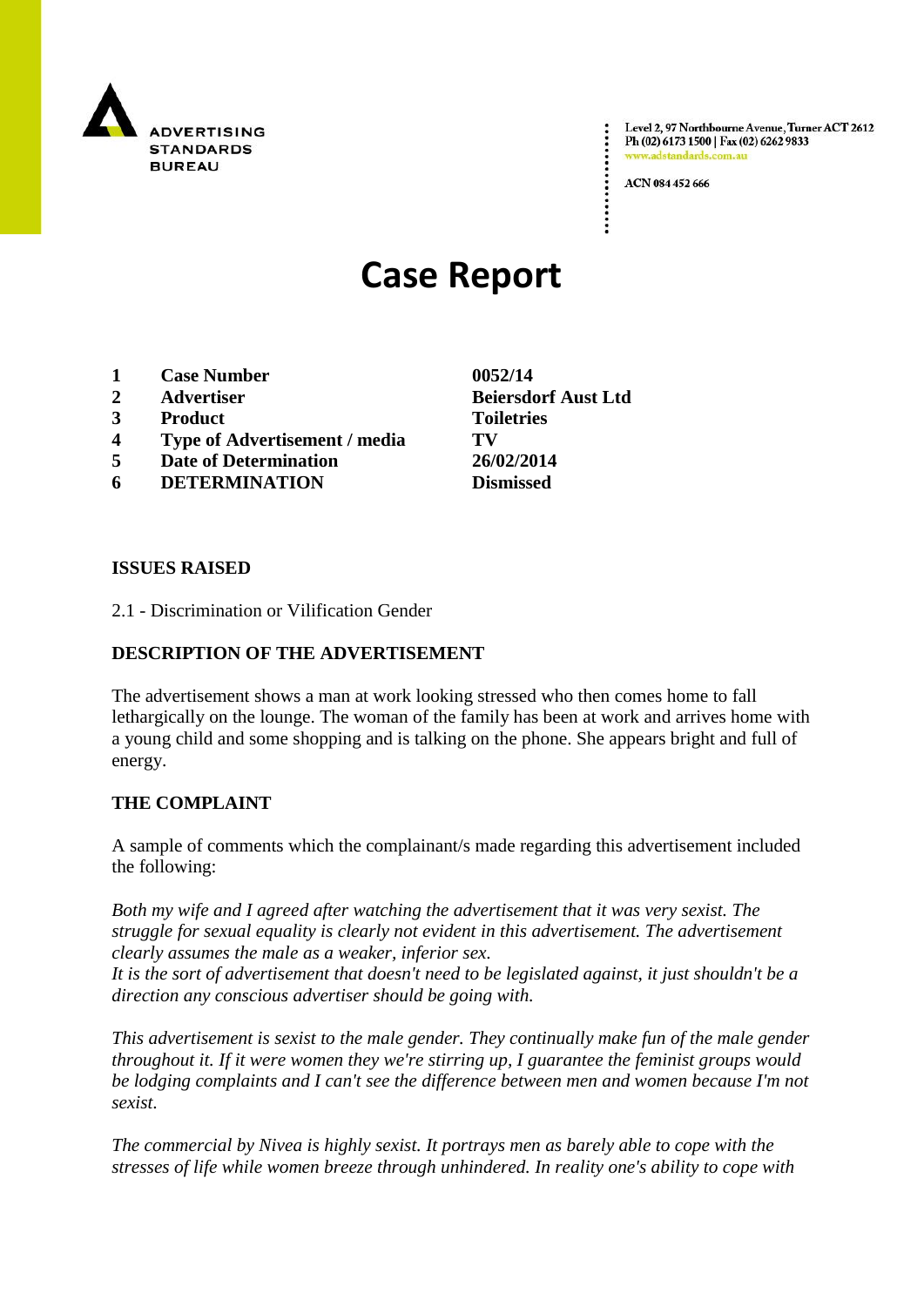ADVERTISING STANDARDS BUREAU

Level 2, 97 Northbourne Avenue, Turner ACT 2612
Ph (02) 6173 1500 | Fax (02) 6262 9833
www.adstandards.com.au

ACN 084 452 666

# Case Report

| | | |
|---|---|---|
| **1** | **Case Number** | **0052/14** |
| **2** | **Advertiser** | **Beiersdorf Aust Ltd** |
| **3** | **Product** | **Toiletries** |
| **4** | **Type of Advertisement / media** | **TV** |
| **5** | **Date of Determination** | **26/02/2014** |
| **6** | **DETERMINATION** | **Dismissed** |

**ISSUES RAISED**

2.1 - Discrimination or Vilification Gender

**DESCRIPTION OF THE ADVERTISEMENT**

The advertisement shows a man at work looking stressed who then comes home to fall lethargically on the lounge. The woman of the family has been at work and arrives home with a young child and some shopping and is talking on the phone. She appears bright and full of energy.

**THE COMPLAINT**

A sample of comments which the complainant/s made regarding this advertisement included the following:

*Both my wife and I agreed after watching the advertisement that it was very sexist. The struggle for sexual equality is clearly not evident in this advertisement. The advertisement clearly assumes the male as a weaker, inferior sex.*
*It is the sort of advertisement that doesn't need to be legislated against, it just shouldn't be a direction any conscious advertiser should be going with.*

*This advertisement is sexist to the male gender. They continually make fun of the male gender throughout it. If it were women they we're stirring up, I guarantee the feminist groups would be lodging complaints and I can't see the difference between men and women because I'm not sexist.*

*The commercial by Nivea is highly sexist. It portrays men as barely able to cope with the stresses of life while women breeze through unhindered. In reality one's ability to cope with*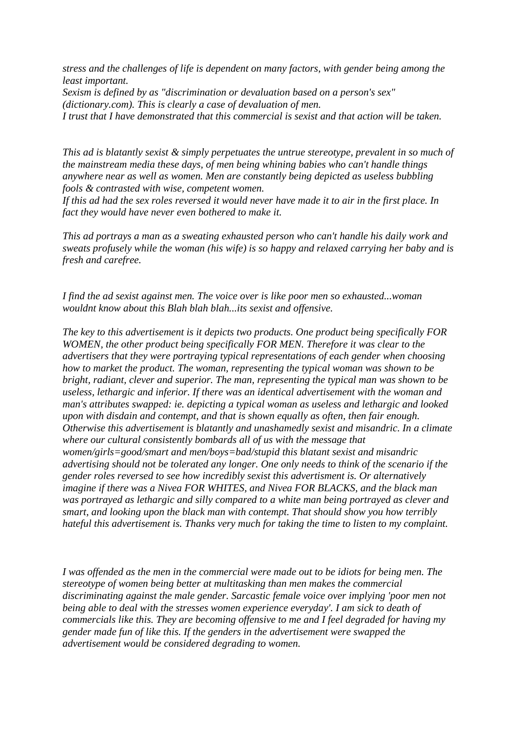*stress and the challenges of life is dependent on many factors, with gender being among the least important.*
*Sexism is defined by as "discrimination or devaluation based on a person's sex" (dictionary.com). This is clearly a case of devaluation of men.*
*I trust that I have demonstrated that this commercial is sexist and that action will be taken.*

*This ad is blatantly sexist & simply perpetuates the untrue stereotype, prevalent in so much of the mainstream media these days, of men being whining babies who can't handle things anywhere near as well as women. Men are constantly being depicted as useless bubbling fools & contrasted with wise, competent women.*
*If this ad had the sex roles reversed it would never have made it to air in the first place. In fact they would have never even bothered to make it.*

*This ad portrays a man as a sweating exhausted person who can't handle his daily work and sweats profusely while the woman (his wife) is so happy and relaxed carrying her baby and is fresh and carefree.*

*I find the ad sexist against men. The voice over is like poor men so exhausted...woman wouldnt know about this Blah blah blah...its sexist and offensive.*

*The key to this advertisement is it depicts two products. One product being specifically FOR WOMEN, the other product being specifically FOR MEN. Therefore it was clear to the advertisers that they were portraying typical representations of each gender when choosing how to market the product. The woman, representing the typical woman was shown to be bright, radiant, clever and superior. The man, representing the typical man was shown to be useless, lethargic and inferior. If there was an identical advertisement with the woman and man's attributes swapped: ie. depicting a typical woman as useless and lethargic and looked upon with disdain and contempt, and that is shown equally as often, then fair enough. Otherwise this advertisement is blatantly and unashamedly sexist and misandric. In a climate where our cultural consistently bombards all of us with the message that women/girls=good/smart and men/boys=bad/stupid this blatant sexist and misandric advertising should not be tolerated any longer. One only needs to think of the scenario if the gender roles reversed to see how incredibly sexist this advertisment is. Or alternatively imagine if there was a Nivea FOR WHITES, and Nivea FOR BLACKS, and the black man was portrayed as lethargic and silly compared to a white man being portrayed as clever and smart, and looking upon the black man with contempt. That should show you how terribly hateful this advertisement is. Thanks very much for taking the time to listen to my complaint.*

*I was offended as the men in the commercial were made out to be idiots for being men. The stereotype of women being better at multitasking than men makes the commercial discriminating against the male gender. Sarcastic female voice over implying 'poor men not being able to deal with the stresses women experience everyday'. I am sick to death of commercials like this. They are becoming offensive to me and I feel degraded for having my gender made fun of like this. If the genders in the advertisement were swapped the advertisement would be considered degrading to women.*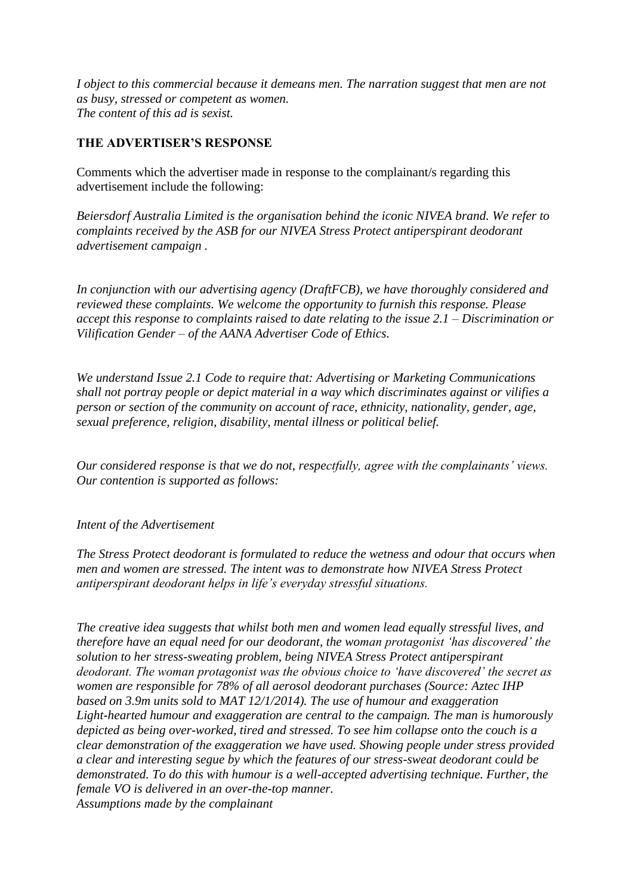*I object to this commercial because it demeans men. The narration suggest that men are not as busy, stressed or competent as women.*
*The content of this ad is sexist.*

**THE ADVERTISER'S RESPONSE**

Comments which the advertiser made in response to the complainant/s regarding this advertisement include the following:

*Beiersdorf Australia Limited is the organisation behind the iconic NIVEA brand. We refer to complaints received by the ASB for our NIVEA Stress Protect antiperspirant deodorant advertisement campaign .*

*In conjunction with our advertising agency (DraftFCB), we have thoroughly considered and reviewed these complaints. We welcome the opportunity to furnish this response. Please accept this response to complaints raised to date relating to the issue 2.1 – Discrimination or Vilification Gender – of the AANA Advertiser Code of Ethics.*

*We understand Issue 2.1 Code to require that: Advertising or Marketing Communications shall not portray people or depict material in a way which discriminates against or vilifies a person or section of the community on account of race, ethnicity, nationality, gender, age, sexual preference, religion, disability, mental illness or political belief.*

*Our considered response is that we do not, respectfully, agree with the complainants' views. Our contention is supported as follows:*

*Intent of the Advertisement*

*The Stress Protect deodorant is formulated to reduce the wetness and odour that occurs when men and women are stressed. The intent was to demonstrate how NIVEA Stress Protect antiperspirant deodorant helps in life's everyday stressful situations.*

*The creative idea suggests that whilst both men and women lead equally stressful lives, and therefore have an equal need for our deodorant, the woman protagonist 'has discovered' the solution to her stress-sweating problem, being NIVEA Stress Protect antiperspirant deodorant. The woman protagonist was the obvious choice to 'have discovered' the secret as women are responsible for 78% of all aerosol deodorant purchases (Source: Aztec IHP based on 3.9m units sold to MAT 12/1/2014). The use of humour and exaggeration Light-hearted humour and exaggeration are central to the campaign. The man is humorously depicted as being over-worked, tired and stressed. To see him collapse onto the couch is a clear demonstration of the exaggeration we have used. Showing people under stress provided a clear and interesting segue by which the features of our stress-sweat deodorant could be demonstrated. To do this with humour is a well-accepted advertising technique. Further, the female VO is delivered in an over-the-top manner.*
*Assumptions made by the complainant*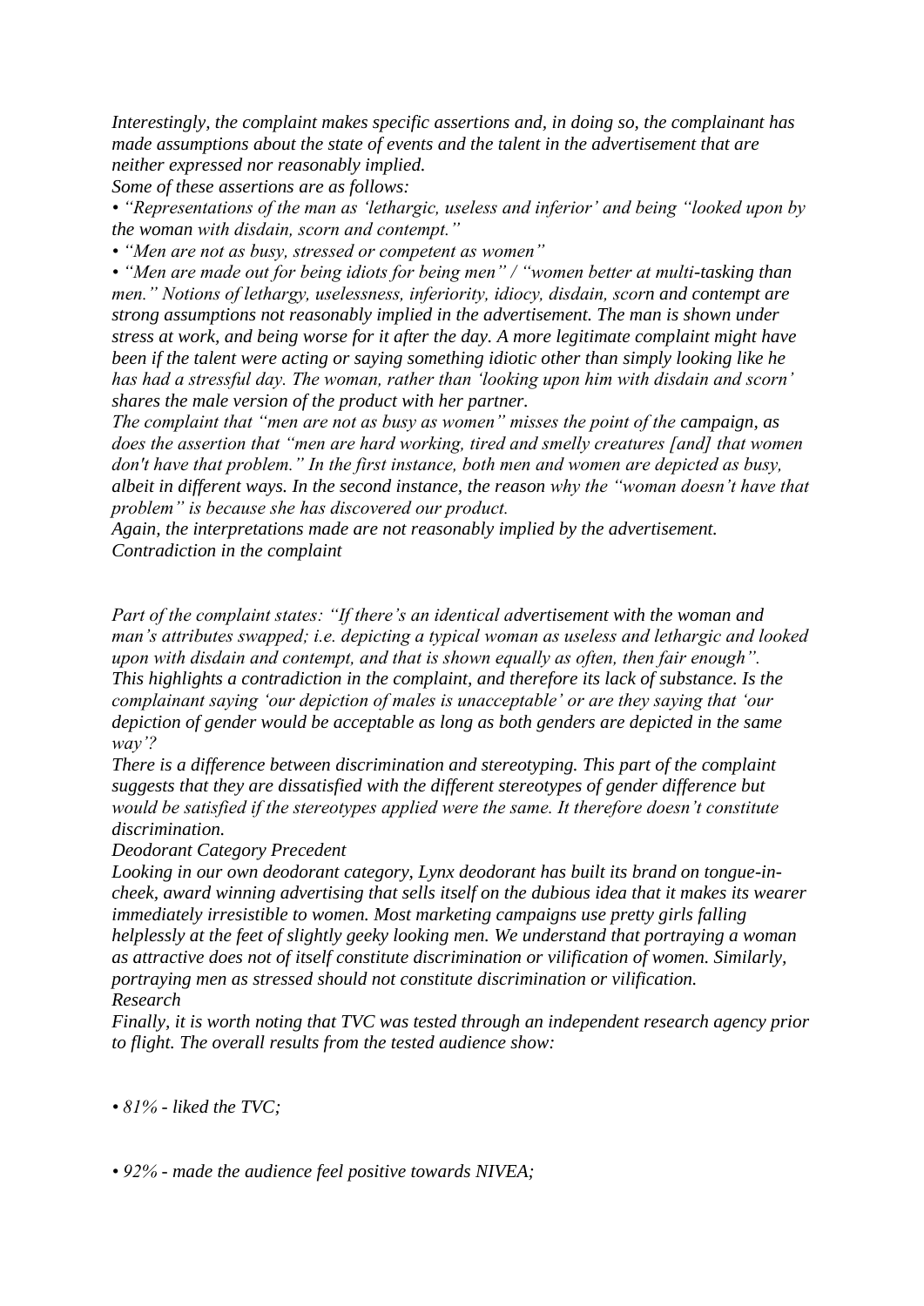*Interestingly, the complaint makes specific assertions and, in doing so, the complainant has made assumptions about the state of events and the talent in the advertisement that are neither expressed nor reasonably implied.*

*Some of these assertions are as follows:*

- *"Representations of the man as 'lethargic, useless and inferior' and being "looked upon by the woman with disdain, scorn and contempt."*
- *"Men are not as busy, stressed or competent as women"*
- *"Men are made out for being idiots for being men" / "women better at multi-tasking than men." Notions of lethargy, uselessness, inferiority, idiocy, disdain, scorn and contempt are strong assumptions not reasonably implied in the advertisement. The man is shown under stress at work, and being worse for it after the day. A more legitimate complaint might have been if the talent were acting or saying something idiotic other than simply looking like he has had a stressful day. The woman, rather than 'looking upon him with disdain and scorn' shares the male version of the product with her partner.*

*The complaint that "men are not as busy as women" misses the point of the campaign, as does the assertion that "men are hard working, tired and smelly creatures [and] that women don't have that problem." In the first instance, both men and women are depicted as busy, albeit in different ways. In the second instance, the reason why the "woman doesn't have that problem" is because she has discovered our product.*

*Again, the interpretations made are not reasonably implied by the advertisement.*

*Contradiction in the complaint*

*Part of the complaint states: "If there's an identical advertisement with the woman and man's attributes swapped; i.e. depicting a typical woman as useless and lethargic and looked upon with disdain and contempt, and that is shown equally as often, then fair enough". This highlights a contradiction in the complaint, and therefore its lack of substance. Is the complainant saying 'our depiction of males is unacceptable' or are they saying that 'our depiction of gender would be acceptable as long as both genders are depicted in the same way'?*

*There is a difference between discrimination and stereotyping. This part of the complaint suggests that they are dissatisfied with the different stereotypes of gender difference but would be satisfied if the stereotypes applied were the same. It therefore doesn't constitute discrimination.*

*Deodorant Category Precedent*

*Looking in our own deodorant category, Lynx deodorant has built its brand on tongue-in-cheek, award winning advertising that sells itself on the dubious idea that it makes its wearer immediately irresistible to women. Most marketing campaigns use pretty girls falling helplessly at the feet of slightly geeky looking men. We understand that portraying a woman as attractive does not of itself constitute discrimination or vilification of women. Similarly, portraying men as stressed should not constitute discrimination or vilification.*

*Research*

*Finally, it is worth noting that TVC was tested through an independent research agency prior to flight. The overall results from the tested audience show:*

- *81% - liked the TVC;*
- *92% - made the audience feel positive towards NIVEA;*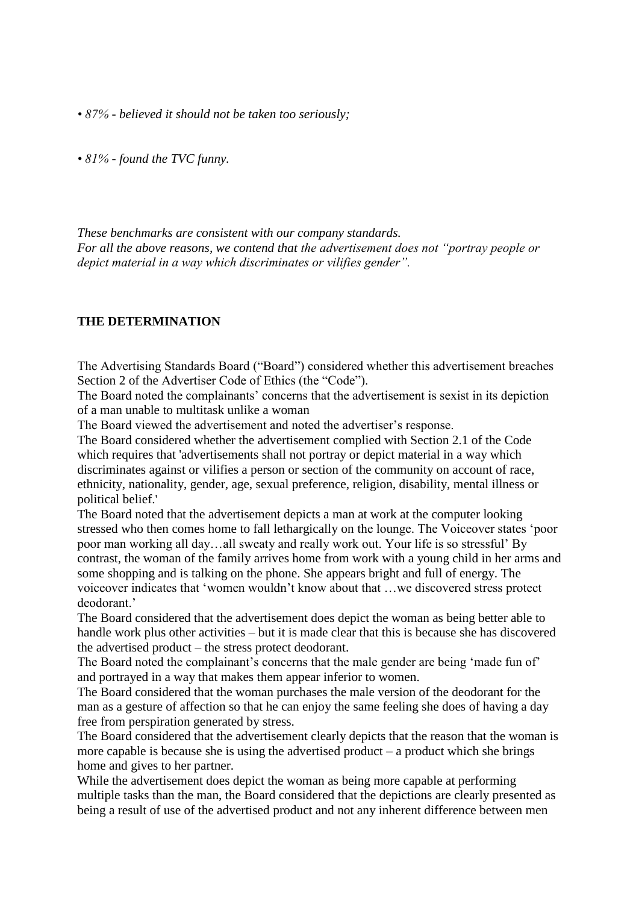*• 87% - believed it should not be taken too seriously;*

*• 81% - found the TVC funny.*

*These benchmarks are consistent with our company standards.*
*For all the above reasons, we contend that the advertisement does not "portray people or depict material in a way which discriminates or vilifies gender".*

**THE DETERMINATION**

The Advertising Standards Board ("Board") considered whether this advertisement breaches Section 2 of the Advertiser Code of Ethics (the "Code").

The Board noted the complainants' concerns that the advertisement is sexist in its depiction of a man unable to multitask unlike a woman

The Board viewed the advertisement and noted the advertiser's response.

The Board considered whether the advertisement complied with Section 2.1 of the Code which requires that 'advertisements shall not portray or depict material in a way which discriminates against or vilifies a person or section of the community on account of race, ethnicity, nationality, gender, age, sexual preference, religion, disability, mental illness or political belief.'

The Board noted that the advertisement depicts a man at work at the computer looking stressed who then comes home to fall lethargically on the lounge. The Voiceover states 'poor poor man working all day…all sweaty and really work out. Your life is so stressful' By contrast, the woman of the family arrives home from work with a young child in her arms and some shopping and is talking on the phone. She appears bright and full of energy. The voiceover indicates that 'women wouldn't know about that …we discovered stress protect deodorant.'

The Board considered that the advertisement does depict the woman as being better able to handle work plus other activities – but it is made clear that this is because she has discovered the advertised product – the stress protect deodorant.

The Board noted the complainant's concerns that the male gender are being 'made fun of' and portrayed in a way that makes them appear inferior to women.

The Board considered that the woman purchases the male version of the deodorant for the man as a gesture of affection so that he can enjoy the same feeling she does of having a day free from perspiration generated by stress.

The Board considered that the advertisement clearly depicts that the reason that the woman is more capable is because she is using the advertised product – a product which she brings home and gives to her partner.

While the advertisement does depict the woman as being more capable at performing multiple tasks than the man, the Board considered that the depictions are clearly presented as being a result of use of the advertised product and not any inherent difference between men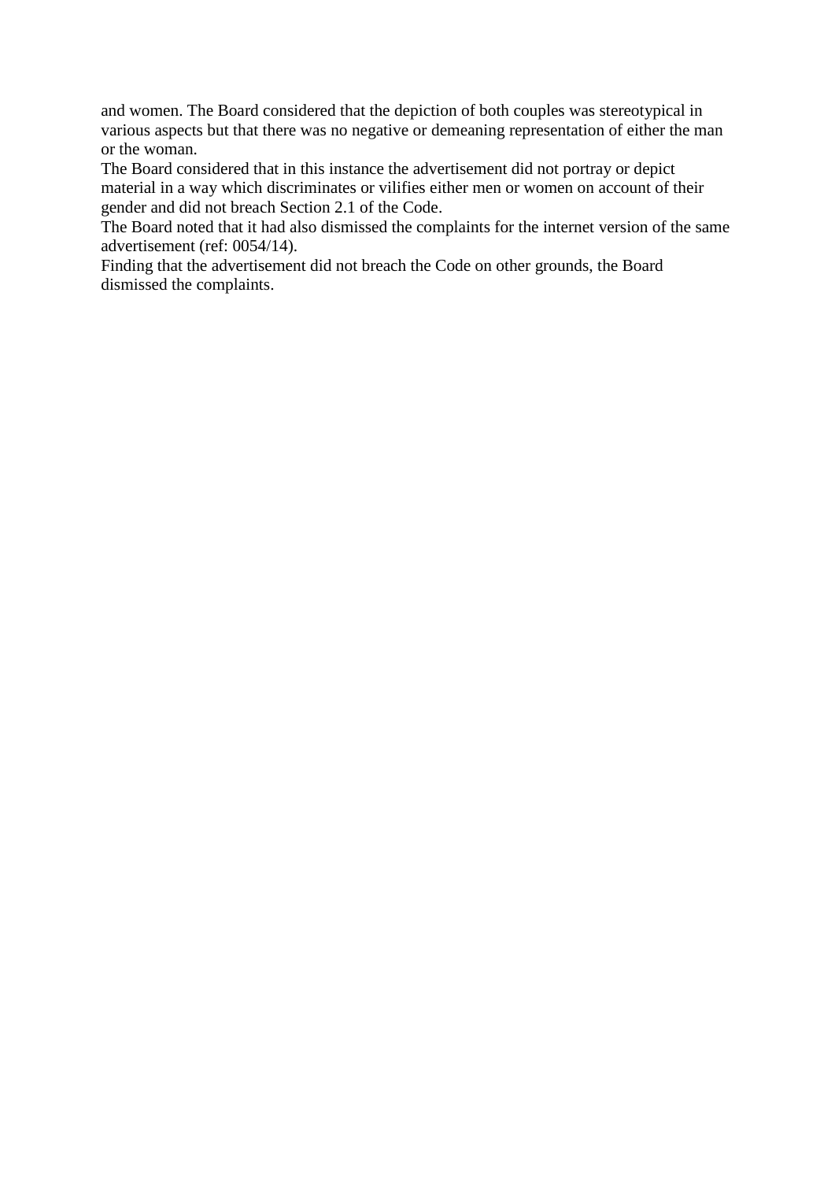and women. The Board considered that the depiction of both couples was stereotypical in various aspects but that there was no negative or demeaning representation of either the man or the woman.

The Board considered that in this instance the advertisement did not portray or depict material in a way which discriminates or vilifies either men or women on account of their gender and did not breach Section 2.1 of the Code.

The Board noted that it had also dismissed the complaints for the internet version of the same advertisement (ref: 0054/14).

Finding that the advertisement did not breach the Code on other grounds, the Board dismissed the complaints.